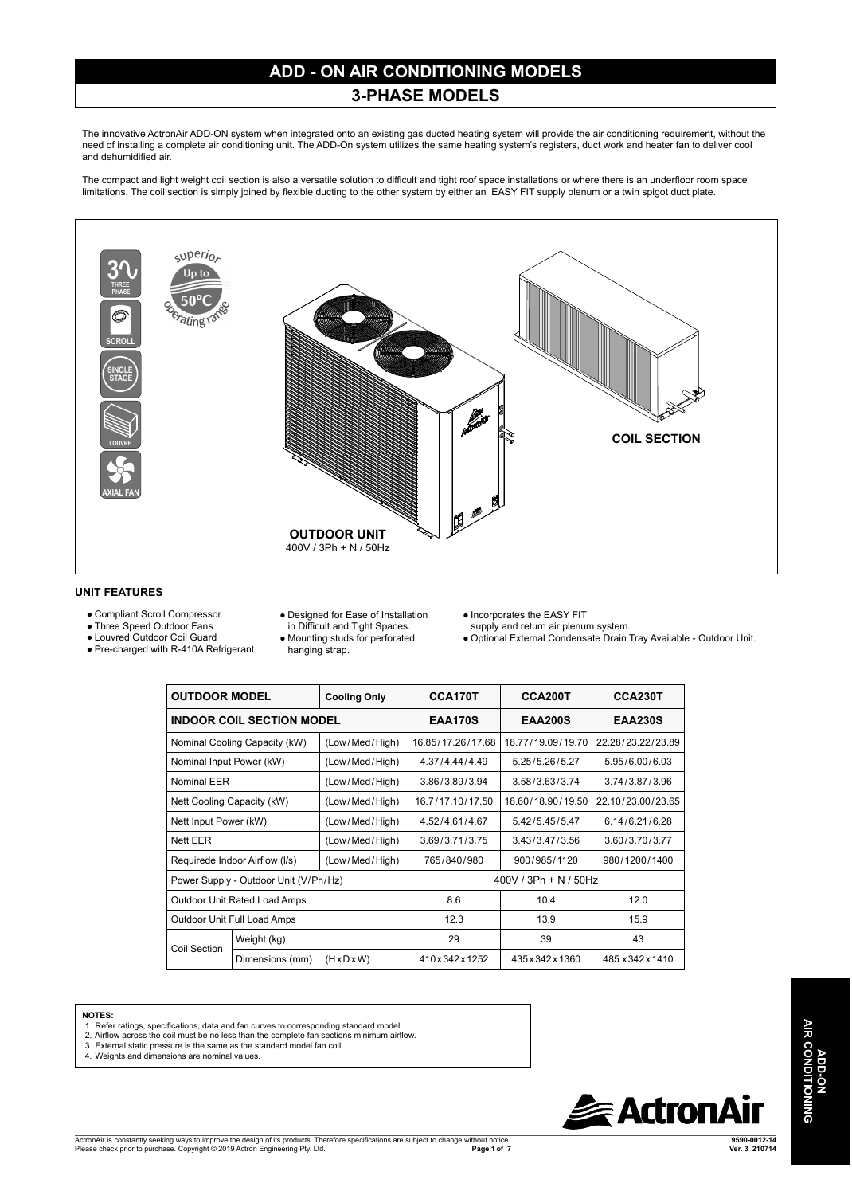# ADD - ON AIR CONDITIONING MODELS

## 3-PHASE MODELS

The innovative ActronAir ADD-ON system when integrated onto an existing gas ducted heating system will provide the air conditioning requirement, without the need of installing a complete air conditioning unit. The ADD-On system utilizes the same heating system's registers, duct work and heater fan to deliver cool and dehumidified air.

The compact and light weight coil section is also a versatile solution to difficult and tight roof space installations or where there is an underfloor room space limitations. The coil section is simply joined by flexible ducting to the other system by either an EASY FIT supply plenum or a twin spigot duct plate.

THREE PHASE · SCROLL · SINGLE STAGE · LOUVRE · AXIAL FAN

superior Up to 50ºC operating range

COIL SECTION

OUTDOOR UNIT
400V / 3Ph + N / 50Hz

### UNIT FEATURES

- Compliant Scroll Compressor
- Three Speed Outdoor Fans
- Louvred Outdoor Coil Guard
- Pre-charged with R-410A Refrigerant
- Designed for Ease of Installation in Difficult and Tight Spaces.
- Mounting studs for perforated hanging strap.
- Incorporates the EASY FIT supply and return air plenum system.
- Optional External Condensate Drain Tray Available - Outdoor Unit.

| OUTDOOR MODEL | | Cooling Only | CCA170T | CCA200T | CCA230T |
|---|---|---|---|---|---|
| INDOOR COIL SECTION MODEL | | | EAA170S | EAA200S | EAA230S |
| Nominal Cooling Capacity (kW) | | (Low/Med/High) | 16.85/17.26/17.68 | 18.77/19.09/19.70 | 22.28/23.22/23.89 |
| Nominal Input Power (kW) | | (Low/Med/High) | 4.37/4.44/4.49 | 5.25/5.26/5.27 | 5.95/6.00/6.03 |
| Nominal EER | | (Low/Med/High) | 3.86/3.89/3.94 | 3.58/3.63/3.74 | 3.74/3.87/3.96 |
| Nett Cooling Capacity (kW) | | (Low/Med/High) | 16.7/17.10/17.50 | 18.60/18.90/19.50 | 22.10/23.00/23.65 |
| Nett Input Power (kW) | | (Low/Med/High) | 4.52/4.61/4.67 | 5.42/5.45/5.47 | 6.14/6.21/6.28 |
| Nett EER | | (Low/Med/High) | 3.69/3.71/3.75 | 3.43/3.47/3.56 | 3.60/3.70/3.77 |
| Requirede Indoor Airflow (l/s) | | (Low/Med/High) | 765/840/980 | 900/985/1120 | 980/1200/1400 |
| Power Supply - Outdoor Unit (V/Ph/Hz) | | | 400V / 3Ph + N / 50Hz | | |
| Outdoor Unit Rated Load Amps | | | 8.6 | 10.4 | 12.0 |
| Outdoor Unit Full Load Amps | | | 12.3 | 13.9 | 15.9 |
| Coil Section | Weight (kg) | | 29 | 39 | 43 |
| | Dimensions (mm) | (HxDxW) | 410x342x1252 | 435x342x1360 | 485 x342x1410 |

**NOTES:**
1. Refer ratings, specifications, data and fan curves to corresponding standard model.
2. Airflow across the coil must be no less than the complete fan sections minimum airflow.
3. External static pressure is the same as the standard model fan coil.
4. Weights and dimensions are nominal values.

ActronAir is constantly seeking ways to improve the design of its products. Therefore specifications are subject to change without notice. Please check prior to purchase. Copyright © 2019 Actron Engineering Pty. Ltd.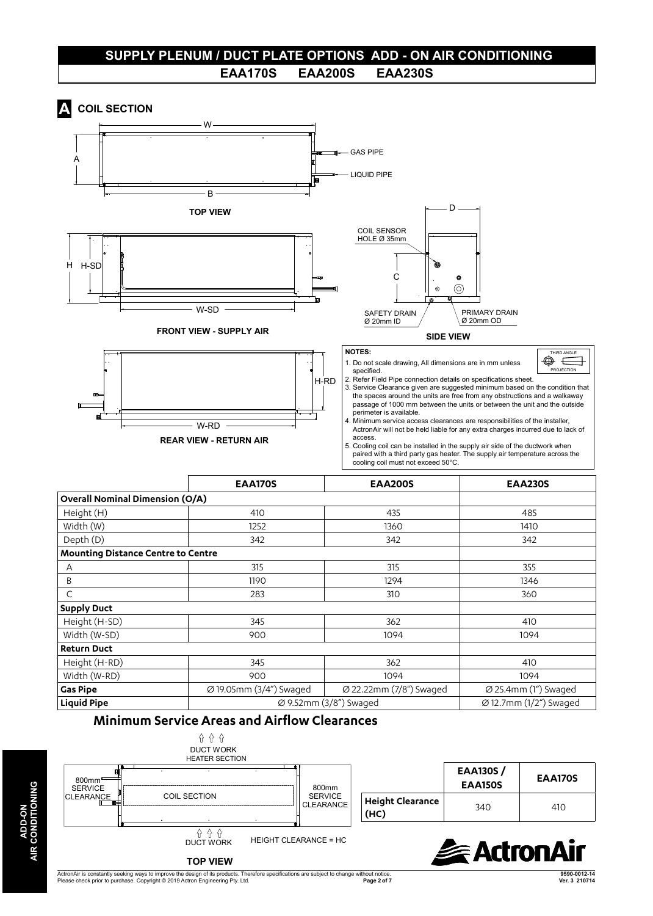# SUPPLY PLENUM / DUCT PLATE OPTIONS ADD - ON AIR CONDITIONING

## EAA170S EAA200S EAA230S

## A COIL SECTION

TOP VIEW

GAS PIPE

LIQUID PIPE

FRONT VIEW - SUPPLY AIR

SIDE VIEW

COIL SENSOR HOLE Ø 35mm

SAFETY DRAIN Ø 20mm ID

PRIMARY DRAIN Ø 20mm OD

REAR VIEW - RETURN AIR

**NOTES:**

1. Do not scale drawing, All dimensions are in mm unless specified.
2. Refer Field Pipe connection details on specifications sheet.
3. Service Clearance given are suggested minimum based on the condition that the spaces around the units are free from any obstructions and a walkaway passage of 1000 mm between the units or between the unit and the outside perimeter is available.
4. Minimum service access clearances are responsibilities of the installer, ActronAir will not be held liable for any extra charges incurred due to lack of access.
5. Cooling coil can be installed in the supply air side of the ductwork when paired with a third party gas heater. The supply air temperature across the cooling coil must not exceed 50°C.

THIRD ANGLE PROJECTION

| | EAA170S | EAA200S | EAA230S |
|---|---|---|---|
| **Overall Nominal Dimension (O/A)** | | | |
| Height (H) | 410 | 435 | 485 |
| Width (W) | 1252 | 1360 | 1410 |
| Depth (D) | 342 | 342 | 342 |
| **Mounting Distance Centre to Centre** | | | |
| A | 315 | 315 | 355 |
| B | 1190 | 1294 | 1346 |
| C | 283 | 310 | 360 |
| **Supply Duct** | | | |
| Height (H-SD) | 345 | 362 | 410 |
| Width (W-SD) | 900 | 1094 | 1094 |
| **Return Duct** | | | |
| Height (H-RD) | 345 | 362 | 410 |
| Width (W-RD) | 900 | 1094 | 1094 |
| **Gas Pipe** | Ø 19.05mm (3/4") Swaged | Ø 22.22mm (7/8") Swaged | Ø 25.4mm (1") Swaged |
| **Liquid Pipe** | Ø 9.52mm (3/8") Swaged | Ø 9.52mm (3/8") Swaged | Ø 12.7mm (1/2") Swaged |

## Minimum Service Areas and Airflow Clearances

DUCT WORK HEATER SECTION

800mm SERVICE CLEARANCE

COIL SECTION

800mm SERVICE CLEARANCE

DUCT WORK

HEIGHT CLEARANCE = HC

TOP VIEW

| | EAA130S / EAA150S | EAA170S |
|---|---|---|
| **Height Clearance (HC)** | 340 | 410 |

ActronAir is constantly seeking ways to improve the design of its products. Therefore specifications are subject to change without notice. Please check prior to purchase. Copyright © 2019 Actron Engineering Pty. Ltd.

9590-0012-14 Ver. 3 210714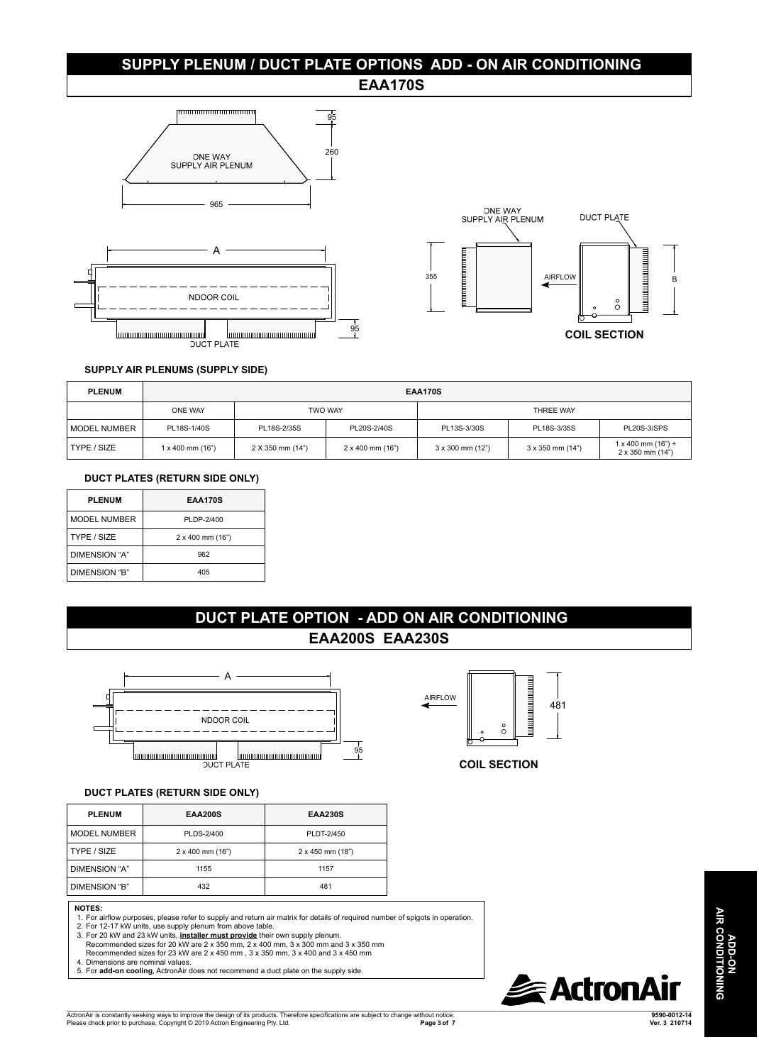## SUPPLY PLENUM / DUCT PLATE OPTIONS ADD - ON AIR CONDITIONING

## EAA170S

ONE WAY SUPPLY AIR PLENUM

95

260

965

A

INDOOR COIL

DUCT PLATE

95

ONE WAY SUPPLY AIR PLENUM

DUCT PLATE

355

AIRFLOW

B

**COIL SECTION**

### SUPPLY AIR PLENUMS (SUPPLY SIDE)

| PLENUM | EAA170S | | | | | |
|---|---|---|---|---|---|---|
| | ONE WAY | TWO WAY | | THREE WAY | | |
| MODEL NUMBER | PL18S-1/40S | PL18S-2/35S | PL20S-2/40S | PL13S-3/30S | PL18S-3/35S | PL20S-3/SPS |
| TYPE / SIZE | 1 x 400 mm (16") | 2 X 350 mm (14") | 2 x 400 mm (16") | 3 x 300 mm (12") | 3 x 350 mm (14") | 1 x 400 mm (16") + 2 x 350 mm (14") |

### DUCT PLATES (RETURN SIDE ONLY)

| PLENUM | EAA170S |
|---|---|
| MODEL NUMBER | PLDP-2/400 |
| TYPE / SIZE | 2 x 400 mm (16") |
| DIMENSION "A" | 962 |
| DIMENSION "B" | 405 |

## DUCT PLATE OPTION - ADD ON AIR CONDITIONING

## EAA200S EAA230S

A

INDOOR COIL

DUCT PLATE

95

AIRFLOW

481

**COIL SECTION**

### DUCT PLATES (RETURN SIDE ONLY)

| PLENUM | EAA200S | EAA230S |
|---|---|---|
| MODEL NUMBER | PLDS-2/400 | PLDT-2/450 |
| TYPE / SIZE | 2 x 400 mm (16") | 2 x 450 mm (18") |
| DIMENSION "A" | 1155 | 1157 |
| DIMENSION "B" | 432 | 481 |

**NOTES:**

1. For airflow purposes, please refer to supply and return air matrix for details of required number of spigots in operation.
2. For 12-17 kW units, use supply plenum from above table.
3. For 20 kW and 23 kW units, **installer must provide** their own supply plenum.
   Recommended sizes for 20 kW are 2 x 350 mm, 2 x 400 mm, 3 x 300 mm and 3 x 350 mm
   Recommended sizes for 23 kW are 2 x 450 mm , 3 x 350 mm, 3 x 400 and 3 x 450 mm
4. Dimensions are nominal values.
5. For **add-on cooling**, ActronAir does not recommend a duct plate on the supply side.

ADD-ON AIR CONDITIONING

ActronAir

ActronAir is constantly seeking ways to improve the design of its products. Therefore specifications are subject to change without notice.
Please check prior to purchase. Copyright © 2019 Actron Engineering Pty. Ltd.

9590-0012-14
Ver. 3 210714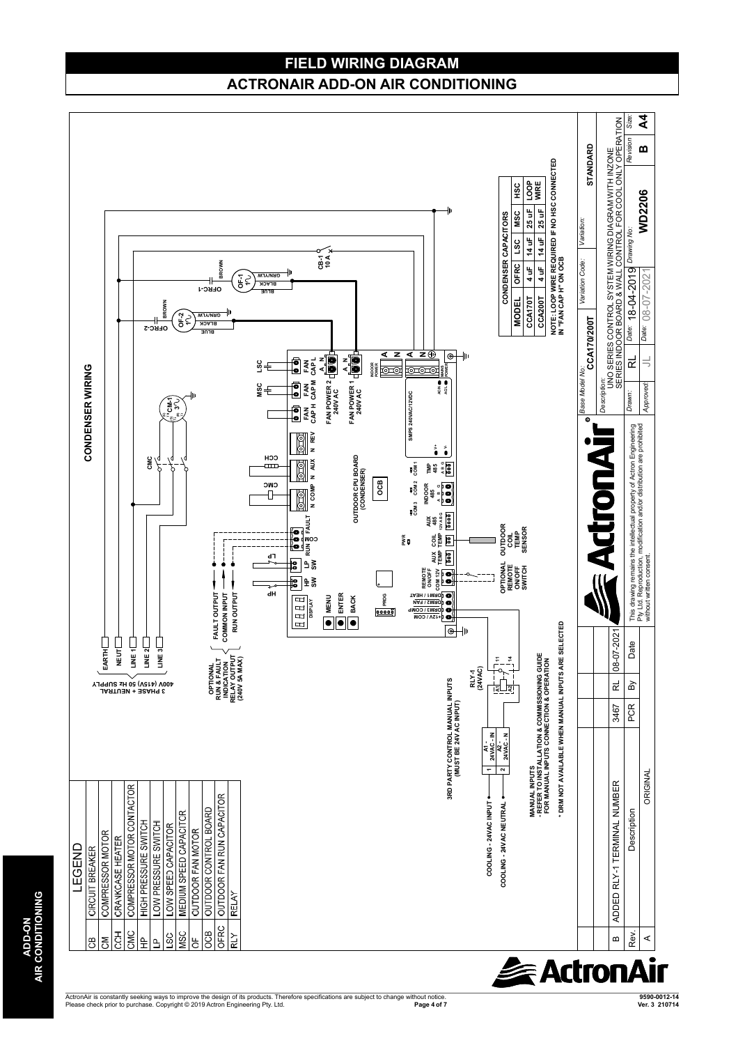# FIELD WIRING DIAGRAM

## ACTRONAIR ADD-ON AIR CONDITIONING

### LEGEND

| | |
|---|---|
| CB | CIRCUIT BREAKER |
| CM | COMPRESSOR MOTOR |
| CCH | CRANKCASE HEATER |
| CMC | COMPRESSOR MOTOR CONTACTOR |
| HP | HIGH PRESSURE SWITCH |
| LP | LOW PRESSURE SWITCH |
| LSC | LOW SPEED CAPACITOR |
| MSC | MEDIUM SPEED CAPACITOR |
| OF | OUTDOOR FAN MOTOR |
| OCB | OUTDOOR CONTROL BOARD |
| OFRC | OUTDOOR FAN RUN CAPACITOR |
| RLY | RELAY |

### CONDENSER WIRING

400V (415V) 50 Hz SUPPLY
3 PHASE + NEUTRAL

EARTH, NEUTRAL, LINE 1, LINE 2, LINE 3

OPTIONAL RUN & FAULT INDICATION RELAY OUTPUT (240V 5A MAX)

FAULT OUTPUT, COMMON INPUT, RUN OUTPUT

OUTDOOR CPU BOARD (CONDENSER)

OCB

CB-1 10 A

OF-1, OFRC-1, OF-2, OFRC-2 (BROWN, GRN/YLW, BLACK, BLUE)

CM-1, CMC, CCH, LSC, MSC

FAN CAP L, FAN CAP M, FAN CAP H, FAN POWER 2 240V AC, FAN POWER 1 240V AC, N REV, N AUX, N COMP, FAULT, RUN, COM, LP SW, HP SW, DISPLAY, MENU, ENTER, BACK, PROG, DRM1 / HEAT, DRM2 / FAN, DRM3 / COMP, +12V / COM, REMOTE ON/OFF COM 12V, AUX TEMP, COIL TEMP, AUX 485, INDOOR 485, TMP 485, COM 1, COM 2, COM 3, SMPS 240VAC/12VDC, INDOOR POWER, MAINS POWER, PWR

OPTIONAL REMOTE ON/OFF SWITCH

OUTDOOR COIL TEMP SENSOR

3RD PARTY CONTROL MANUAL INPUTS (MUST BE 24V AC INPUT)

RLY-1 (24VAC)

COOLING - 24VAC INPUT — 1 — A1 - 24VAC - IN

COOLING - 24VAC NEUTRAL — 2 — A2 - 24VAC - N

MANUAL INPUTS
- REFER TO INSTALLATION & COMMISSIONING GUIDE FOR MANUAL INPUTS CONNECTION & OPERATION

* DRM NOT AVAILABLE WHEN MANUAL INPUTS ARE SELECTED

| CONDENSER CAPACITORS | | | | |
|---|---|---|---|---|
| MODEL | OFRC | LSC | MSC | HSC |
| CCA170T | 4 uF | 14 uF | 25 uF | LOOP WIRE |
| CCA200T | 4 uF | 14 uF | 25 uF | |

NOTE: LOOP WIRE REQUIRED IF NO HSC CONNECTED IN "FAN CAP H" ON OCB

| Rev. | Description | By | Date |
|---|---|---|---|
| B | ADDED RLY-1 TERMINAL NUMBER (3467) | RL | 08-07-2021 |
| A | ORIGINAL | | |

PCR

Base Model No: CCA170/200T | Variation Code: | Variation: STANDARD

Description: UNO SERIES CONTROL SYSTEM WIRING DIAGRAM WITH INZONE SERIES INDOOR BOARD & WALL CONTROL FOR COOL ONLY OPERATION

Drawn: RL | Date: 18-04-2019 | Drawing No: WD2206 | Revision: B | Size: A4

Approved: JL | Date: 08-07-2021

This drawing remains the intellectual property of Actron Engineering Pty Ltd. Reproduction, modification and/or distribution are prohibited without written consent.

ActronAir is constantly seeking ways to improve the design of its products. Therefore specifications are subject to change without notice. Please check prior to purchase. Copyright © 2019 Actron Engineering Pty. Ltd.

9590-0012-14
Ver. 3 210714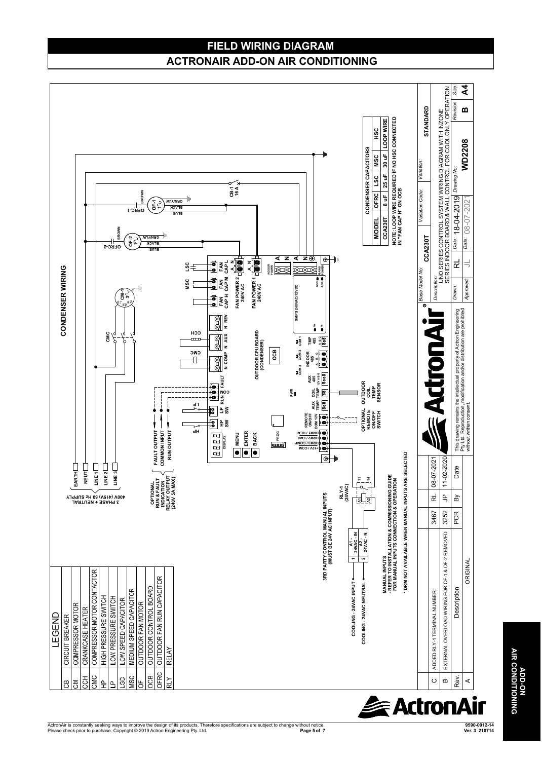# FIELD WIRING DIAGRAM

## ACTRONAIR ADD-ON AIR CONDITIONING

LEGEND

| | |
|---|---|
| CB | CIRCUIT BREAKER |
| CM | COMPRESSOR MOTOR |
| CCH | CRANKCASE HEATER |
| CMC | COMPRESSOR MOTOR CONTACTOR |
| HP | HIGH PRESSURE SWITCH |
| LP | LOW PRESSURE SWITCH |
| LSC | LOW SPEED CAPACITOR |
| MSC | MEDIUM SPEED CAPACITOR |
| OF | OUTDOOR FAN MOTOR |
| OCB | OUTDOOR CONTROL BOARD |
| OFRC | OUTDOOR FAN RUN CAPACITOR |
| RLY | RELAY |

CONDENSER WIRING

3 PHASE + NEUTRAL 400V (415V) 50 Hz SUPPLY

EARTH
NEUT
LINE 1
LINE 2
LINE 3

CB-1 16 A

OPTIONAL RUN & FAULT INDICATION RELAY OUTPUT (240V 5A MAX)

FAULT OUTPUT
COMMON INPUT
RUN OUTPUT

OUTDOOR CPU BOARD (CONDENSER)

OCB

FAN POWER 2 240V AC
FAN POWER 1 240V AC

OPTIONAL REMOTE ON/OFF SWITCH

OUTDOOR COIL TEMP SENSOR

3RD PARTY CONTROL MANUAL INPUTS (MUST BE 24V AC INPUT)

COOLING - 24VAC INPUT
COOLING - 24VAC NEUTRAL

RLY-1 (24VAC)

MANUAL INPUTS
- REFER TO INSTALLATION & COMMISSIONING GUIDE FOR MANUAL INPUTS CONNECTION & OPERATION

\* DRM NOT AVAILABLE WHEN MANUAL INPUTS ARE SELECTED

CONDENSER CAPACITORS

| MODEL | OFRC | LSC | MSC | HSC |
|---|---|---|---|---|
| CCA230T | 8 uF | 25 uF | 30 uF | LOOP WIRE |

NOTE: LOOP WIRE REQUIRED IF NO HSC CONNECTED IN "FAN CAP H" ON OCB

| Rev. | Description | | By | Date |
|---|---|---|---|---|
| C | ADDED RLY-1 TERMINAL NUMBER | 3467 | RL | 08-07-2021 |
| B | EXTERNAL OVERLOAD WIRING FOR OF-1 & OF-2 REMOVED | 3252 | JP | 11-02-2020 |
| A | ORIGINAL | PCR | | |

Base Model No: CCA230T
Variation Code:
Variation: STANDARD

Description: UNO SERIES CONTROL SYSTEM WIRING DIAGRAM WITH INZONE SERIES INDOOR BOARD & WALL CONTROL FOR COOL ONLY OPERATION

Drawn: RL Date: 18-04-2019
Approved: JL Date: 08-07-2021
Drawing No: WD2208
Revision: B
Size: A4

This drawing remains the intellectual property of Actron Engineering Pty Ltd. Reproduction, modification and/or distribution are prohibited without written consent.

ActronAir is constantly seeking ways to improve the design of its products. Therefore specifications are subject to change without notice. Please check prior to purchase. Copyright © 2019 Actron Engineering Pty. Ltd.

9590-0012-14
Ver. 3 210714